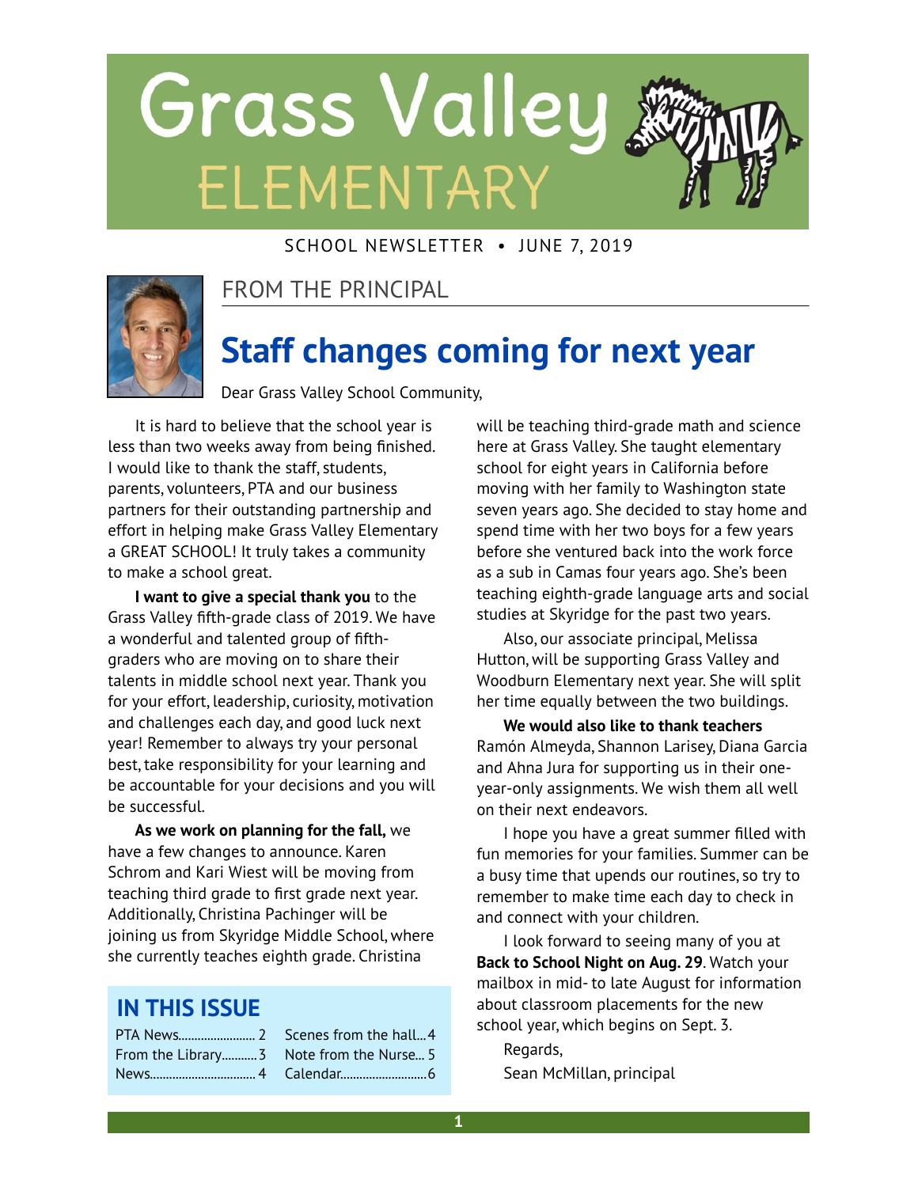# Grass Valley ELEMENTARY

SCHOOL NEWSLETTER • JUNE 7, 2019

## FROM THE PRINCIPAL

# Staff changes coming for next year

Dear Grass Valley School Community,

It is hard to believe that the school year is less than two weeks away from being finished. I would like to thank the staff, students, parents, volunteers, PTA and our business partners for their outstanding partnership and effort in helping make Grass Valley Elementary a GREAT SCHOOL! It truly takes a community to make a school great.

**I want to give a special thank you** to the Grass Valley fifth-grade class of 2019. We have a wonderful and talented group of fifth-graders who are moving on to share their talents in middle school next year. Thank you for your effort, leadership, curiosity, motivation and challenges each day, and good luck next year! Remember to always try your personal best, take responsibility for your learning and be accountable for your decisions and you will be successful.

**As we work on planning for the fall,** we have a few changes to announce. Karen Schrom and Kari Wiest will be moving from teaching third grade to first grade next year. Additionally, Christina Pachinger will be joining us from Skyridge Middle School, where she currently teaches eighth grade. Christina will be teaching third-grade math and science here at Grass Valley. She taught elementary school for eight years in California before moving with her family to Washington state seven years ago. She decided to stay home and spend time with her two boys for a few years before she ventured back into the work force as a sub in Camas four years ago. She's been teaching eighth-grade language arts and social studies at Skyridge for the past two years.

Also, our associate principal, Melissa Hutton, will be supporting Grass Valley and Woodburn Elementary next year. She will split her time equally between the two buildings.

**We would also like to thank teachers** Ramón Almeyda, Shannon Larisey, Diana Garcia and Ahna Jura for supporting us in their one-year-only assignments. We wish them all well on their next endeavors.

I hope you have a great summer filled with fun memories for your families. Summer can be a busy time that upends our routines, so try to remember to make time each day to check in and connect with your children.

I look forward to seeing many of you at **Back to School Night on Aug. 29**. Watch your mailbox in mid- to late August for information about classroom placements for the new school year, which begins on Sept. 3.

Regards,

Sean McMillan, principal

## IN THIS ISSUE

| | | | |
|---|---|---|---|
| PTA News | 2 | Scenes from the hall | 4 |
| From the Library | 3 | Note from the Nurse | 5 |
| News | 4 | Calendar | 6 |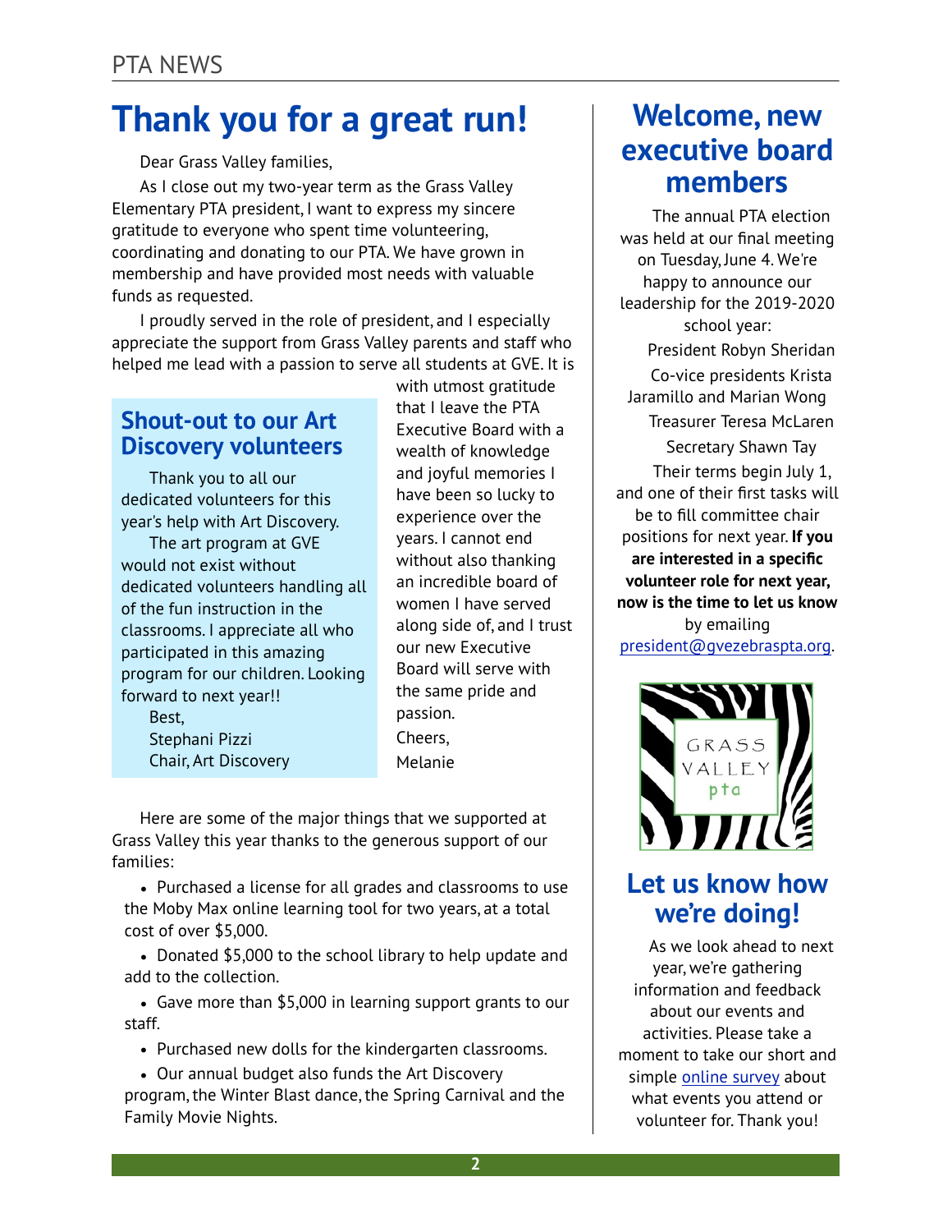# Thank you for a great run!

Dear Grass Valley families,

As I close out my two-year term as the Grass Valley Elementary PTA president, I want to express my sincere gratitude to everyone who spent time volunteering, coordinating and donating to our PTA. We have grown in membership and have provided most needs with valuable funds as requested.

I proudly served in the role of president, and I especially appreciate the support from Grass Valley parents and staff who helped me lead with a passion to serve all students at GVE. It is with utmost gratitude that I leave the PTA Executive Board with a wealth of knowledge and joyful memories I have been so lucky to experience over the years. I cannot end without also thanking an incredible board of women I have served along side of, and I trust our new Executive Board will serve with the same pride and passion.

Cheers,

Melanie

## Shout-out to our Art Discovery volunteers

Thank you to all our dedicated volunteers for this year's help with Art Discovery.

The art program at GVE would not exist without dedicated volunteers handling all of the fun instruction in the classrooms. I appreciate all who participated in this amazing program for our children. Looking forward to next year!!

Best,

Stephani Pizzi

Chair, Art Discovery

Here are some of the major things that we supported at Grass Valley this year thanks to the generous support of our families:

- Purchased a license for all grades and classrooms to use the Moby Max online learning tool for two years, at a total cost of over $5,000.
- Donated $5,000 to the school library to help update and add to the collection.
- Gave more than $5,000 in learning support grants to our staff.
- Purchased new dolls for the kindergarten classrooms.
- Our annual budget also funds the Art Discovery program, the Winter Blast dance, the Spring Carnival and the Family Movie Nights.

# Welcome, new executive board members

The annual PTA election was held at our final meeting on Tuesday, June 4. We're happy to announce our leadership for the 2019-2020 school year:

President Robyn Sheridan

Co-vice presidents Krista Jaramillo and Marian Wong

Treasurer Teresa McLaren

Secretary Shawn Tay

Their terms begin July 1, and one of their first tasks will be to fill committee chair positions for next year. **If you are interested in a specific volunteer role for next year, now is the time to let us know** by emailing president@gvezebraspta.org.

GRASS VALLEY pta

# Let us know how we're doing!

As we look ahead to next year, we're gathering information and feedback about our events and activities. Please take a moment to take our short and simple online survey about what events you attend or volunteer for. Thank you!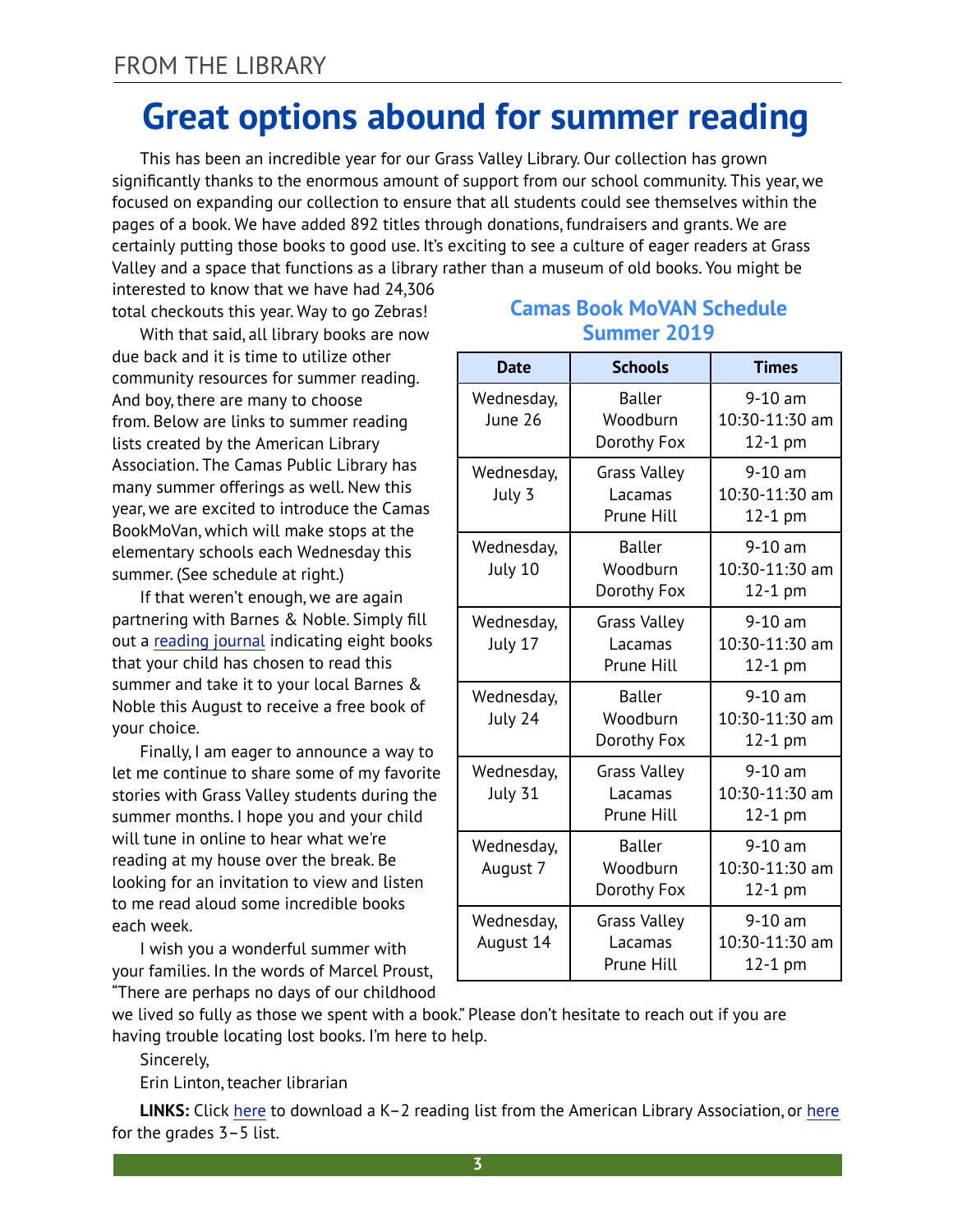FROM THE LIBRARY

# Great options abound for summer reading

This has been an incredible year for our Grass Valley Library. Our collection has grown significantly thanks to the enormous amount of support from our school community. This year, we focused on expanding our collection to ensure that all students could see themselves within the pages of a book. We have added 892 titles through donations, fundraisers and grants. We are certainly putting those books to good use. It's exciting to see a culture of eager readers at Grass Valley and a space that functions as a library rather than a museum of old books. You might be interested to know that we have had 24,306 total checkouts this year. Way to go Zebras!

With that said, all library books are now due back and it is time to utilize other community resources for summer reading. And boy, there are many to choose from. Below are links to summer reading lists created by the American Library Association. The Camas Public Library has many summer offerings as well. New this year, we are excited to introduce the Camas BookMoVan, which will make stops at the elementary schools each Wednesday this summer. (See schedule at right.)

If that weren't enough, we are again partnering with Barnes & Noble. Simply fill out a reading journal indicating eight books that your child has chosen to read this summer and take it to your local Barnes & Noble this August to receive a free book of your choice.

Finally, I am eager to announce a way to let me continue to share some of my favorite stories with Grass Valley students during the summer months. I hope you and your child will tune in online to hear what we're reading at my house over the break. Be looking for an invitation to view and listen to me read aloud some incredible books each week.

I wish you a wonderful summer with your families. In the words of Marcel Proust, "There are perhaps no days of our childhood we lived so fully as those we spent with a book." Please don't hesitate to reach out if you are having trouble locating lost books. I'm here to help.

Sincerely,

Erin Linton, teacher librarian

### Camas Book MoVAN Schedule Summer 2019

| Date | Schools | Times |
|---|---|---|
| Wednesday, June 26 | Baller<br>Woodburn<br>Dorothy Fox | 9-10 am<br>10:30-11:30 am<br>12-1 pm |
| Wednesday, July 3 | Grass Valley<br>Lacamas<br>Prune Hill | 9-10 am<br>10:30-11:30 am<br>12-1 pm |
| Wednesday, July 10 | Baller<br>Woodburn<br>Dorothy Fox | 9-10 am<br>10:30-11:30 am<br>12-1 pm |
| Wednesday, July 17 | Grass Valley<br>Lacamas<br>Prune Hill | 9-10 am<br>10:30-11:30 am<br>12-1 pm |
| Wednesday, July 24 | Baller<br>Woodburn<br>Dorothy Fox | 9-10 am<br>10:30-11:30 am<br>12-1 pm |
| Wednesday, July 31 | Grass Valley<br>Lacamas<br>Prune Hill | 9-10 am<br>10:30-11:30 am<br>12-1 pm |
| Wednesday, August 7 | Baller<br>Woodburn<br>Dorothy Fox | 9-10 am<br>10:30-11:30 am<br>12-1 pm |
| Wednesday, August 14 | Grass Valley<br>Lacamas<br>Prune Hill | 9-10 am<br>10:30-11:30 am<br>12-1 pm |

**LINKS:** Click here to download a K–2 reading list from the American Library Association, or here for the grades 3–5 list.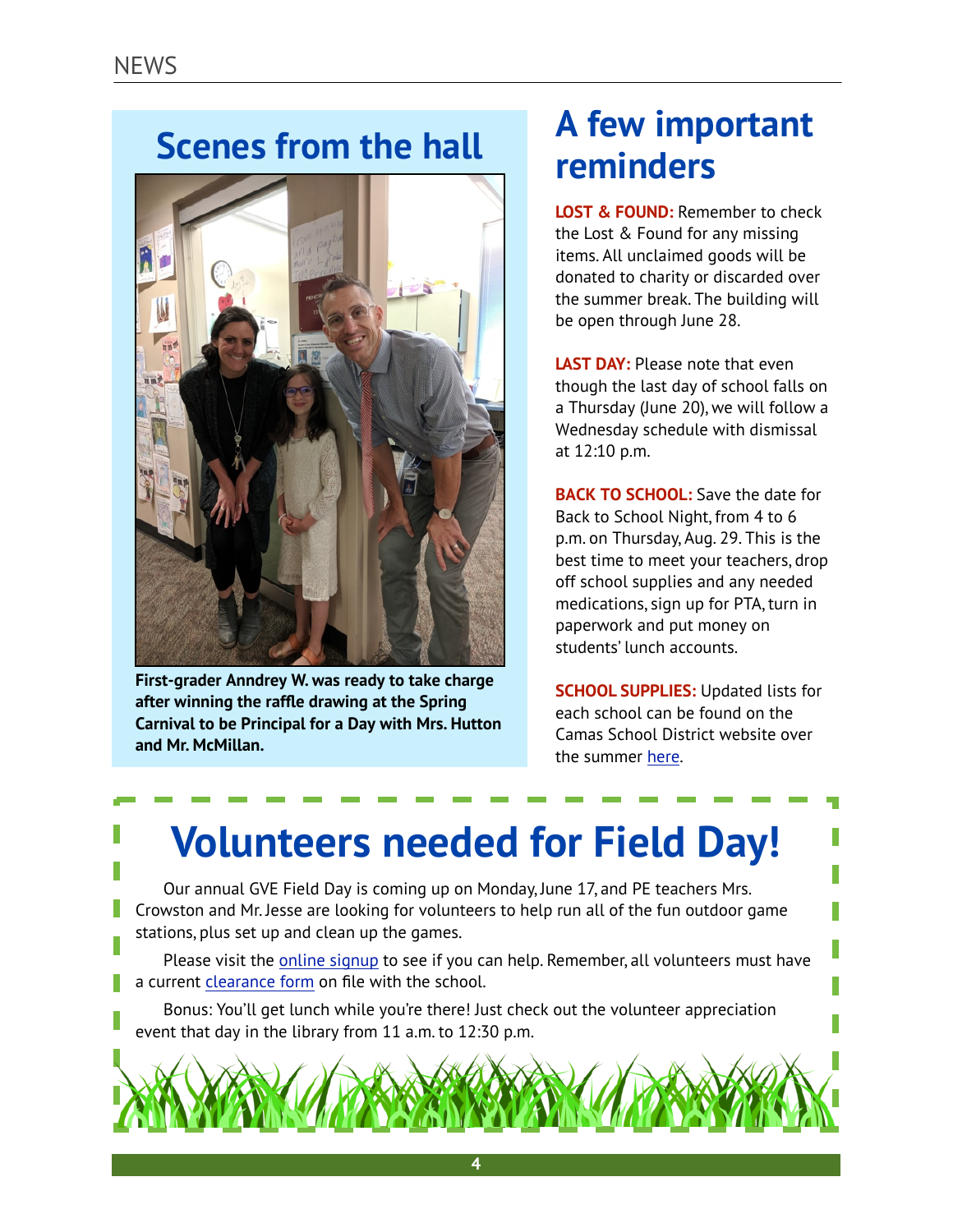NEWS

## Scenes from the hall

**First-grader Anndrey W. was ready to take charge after winning the raffle drawing at the Spring Carnival to be Principal for a Day with Mrs. Hutton and Mr. McMillan.**

## A few important reminders

**LOST & FOUND:** Remember to check the Lost & Found for any missing items. All unclaimed goods will be donated to charity or discarded over the summer break. The building will be open through June 28.

**LAST DAY:** Please note that even though the last day of school falls on a Thursday (June 20), we will follow a Wednesday schedule with dismissal at 12:10 p.m.

**BACK TO SCHOOL:** Save the date for Back to School Night, from 4 to 6 p.m. on Thursday, Aug. 29. This is the best time to meet your teachers, drop off school supplies and any needed medications, sign up for PTA, turn in paperwork and put money on students' lunch accounts.

**SCHOOL SUPPLIES:** Updated lists for each school can be found on the Camas School District website over the summer here.

# Volunteers needed for Field Day!

Our annual GVE Field Day is coming up on Monday, June 17, and PE teachers Mrs. Crowston and Mr. Jesse are looking for volunteers to help run all of the fun outdoor game stations, plus set up and clean up the games.

Please visit the online signup to see if you can help. Remember, all volunteers must have a current clearance form on file with the school.

Bonus: You'll get lunch while you're there! Just check out the volunteer appreciation event that day in the library from 11 a.m. to 12:30 p.m.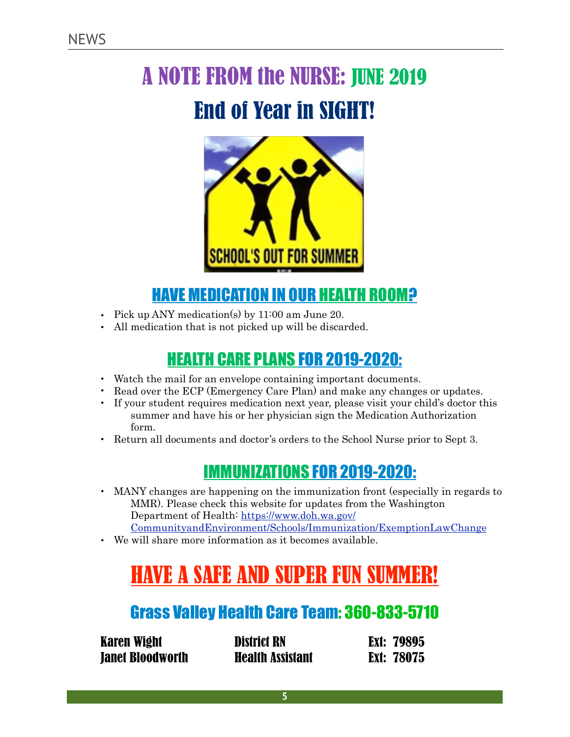# A NOTE FROM the NURSE: JUNE 2019

# End of Year in SIGHT!

SCHOOL'S OUT FOR SUMMER

## HAVE MEDICATION IN OUR HEALTH ROOM?

- Pick up ANY medication(s) by 11:00 am June 20.
- All medication that is not picked up will be discarded.

## HEALTH CARE PLANS FOR 2019-2020:

- Watch the mail for an envelope containing important documents.
- Read over the ECP (Emergency Care Plan) and make any changes or updates.
- If your student requires medication next year, please visit your child's doctor this summer and have his or her physician sign the Medication Authorization form.
- Return all documents and doctor's orders to the School Nurse prior to Sept 3.

## IMMUNIZATIONS FOR 2019-2020:

- MANY changes are happening on the immunization front (especially in regards to MMR). Please check this website for updates from the Washington Department of Health: https://www.doh.wa.gov/CommunityandEnvironment/Schools/Immunization/ExemptionLawChange
- We will share more information as it becomes available.

# HAVE A SAFE AND SUPER FUN SUMMER!

## Grass Valley Health Care Team: 360-833-5710

| | | |
|---|---|---|
| **Karen Wight** | **District RN** | **Ext: 79895** |
| **Janet Bloodworth** | **Health Assistant** | **Ext: 78075** |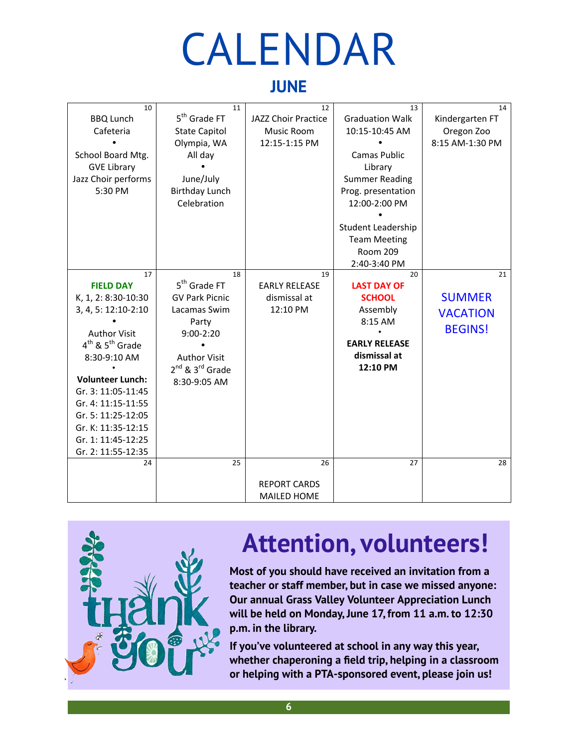# CALENDAR

## JUNE

| | | | | |
|---|---|---|---|---|
| 10<br>BBQ Lunch<br>Cafeteria<br>•<br>School Board Mtg.<br>GVE Library<br>Jazz Choir performs<br>5:30 PM | 11<br>5th Grade FT<br>State Capitol<br>Olympia, WA<br>All day<br>•<br>June/July<br>Birthday Lunch<br>Celebration | 12<br>JAZZ Choir Practice<br>Music Room<br>12:15-1:15 PM | 13<br>Graduation Walk<br>10:15-10:45 AM<br>•<br>Camas Public Library<br>Summer Reading<br>Prog. presentation<br>12:00-2:00 PM<br>•<br>Student Leadership<br>Team Meeting<br>Room 209<br>2:40-3:40 PM | 14<br>Kindergarten FT<br>Oregon Zoo<br>8:15 AM-1:30 PM |
| 17<br>**FIELD DAY**<br>K, 1, 2: 8:30-10:30<br>3, 4, 5: 12:10-2:10<br>•<br>Author Visit<br>4th & 5th Grade<br>8:30-9:10 AM<br>•<br>**Volunteer Lunch:**<br>Gr. 3: 11:05-11:45<br>Gr. 4: 11:15-11:55<br>Gr. 5: 11:25-12:05<br>Gr. K: 11:35-12:15<br>Gr. 1: 11:45-12:25<br>Gr. 2: 11:55-12:35 | 18<br>5th Grade FT<br>GV Park Picnic<br>Lacamas Swim<br>Party<br>9:00-2:20<br>•<br>Author Visit<br>2nd & 3rd Grade<br>8:30-9:05 AM | 19<br>EARLY RELEASE<br>dismissal at<br>12:10 PM | 20<br>**LAST DAY OF SCHOOL**<br>Assembly<br>8:15 AM<br>•<br>**EARLY RELEASE dismissal at 12:10 PM** | 21<br>SUMMER VACATION BEGINS! |
| 24 | 25 | 26<br>REPORT CARDS<br>MAILED HOME | 27 | 28 |

## Attention, volunteers!

**Most of you should have received an invitation from a teacher or staff member, but in case we missed anyone: Our annual Grass Valley Volunteer Appreciation Lunch will be held on Monday, June 17, from 11 a.m. to 12:30 p.m. in the library.**

**If you've volunteered at school in any way this year, whether chaperoning a field trip, helping in a classroom or helping with a PTA-sponsored event, please join us!**